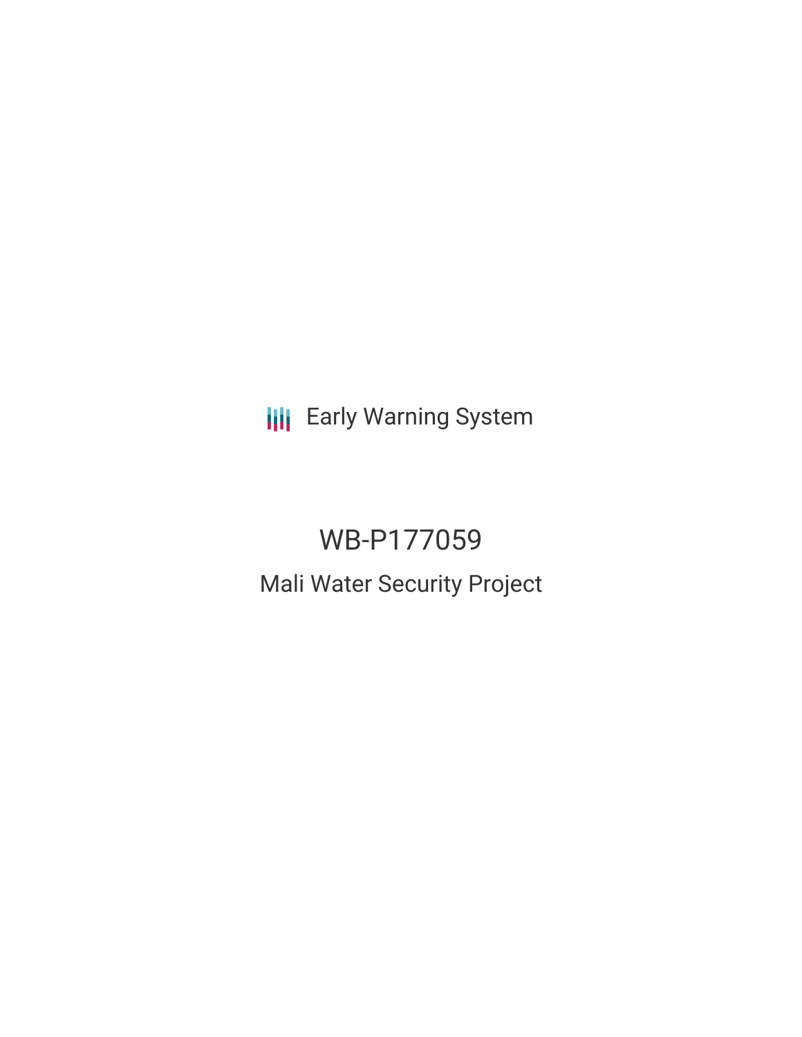Early Warning System

# WB-P177059

## Mali Water Security Project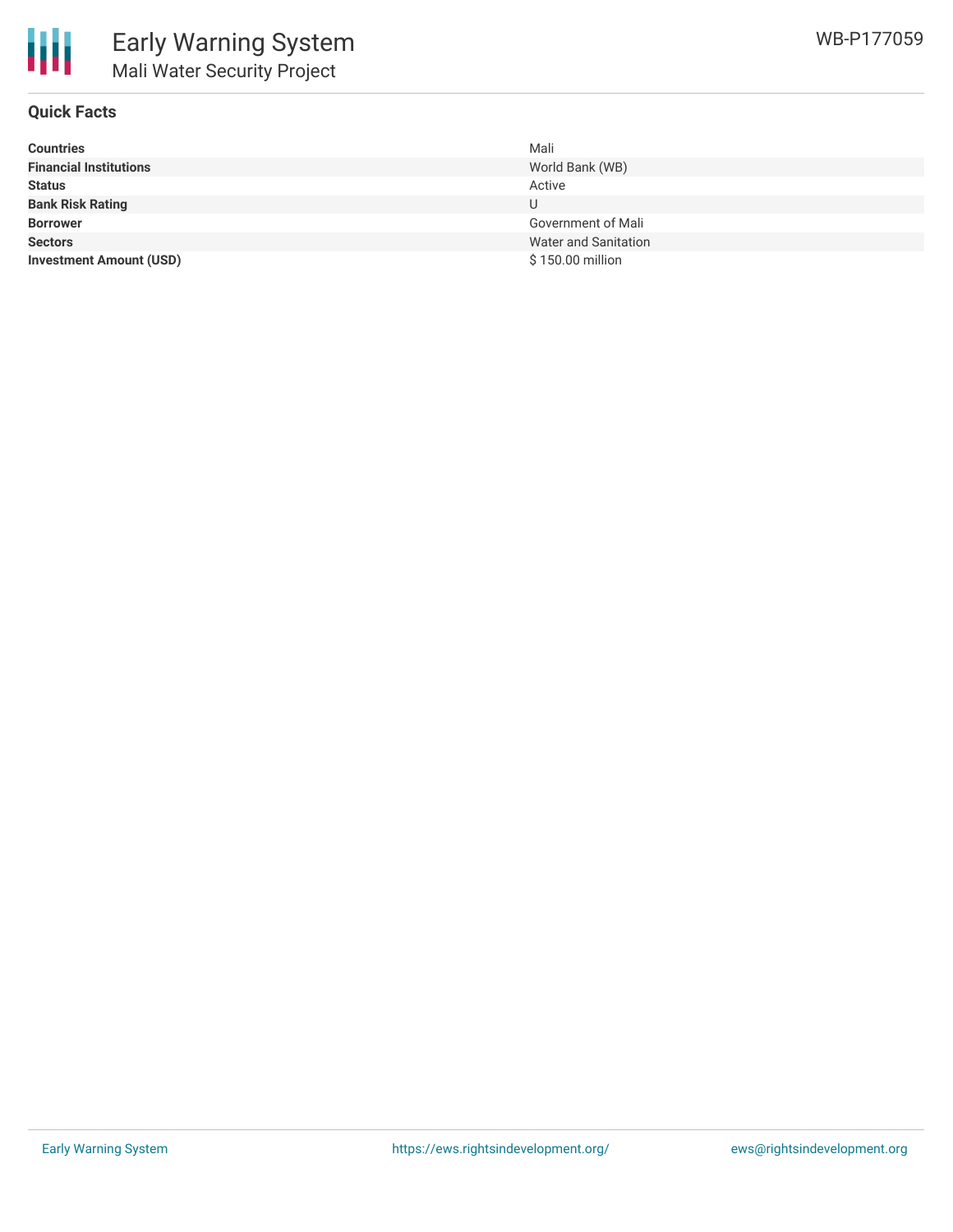# Early Warning System

## Mali Water Security Project

WB-P177059

### Quick Facts

| | |
|---|---|
| **Countries** | Mali |
| **Financial Institutions** | World Bank (WB) |
| **Status** | Active |
| **Bank Risk Rating** | U |
| **Borrower** | Government of Mali |
| **Sectors** | Water and Sanitation |
| **Investment Amount (USD)** | $ 150.00 million |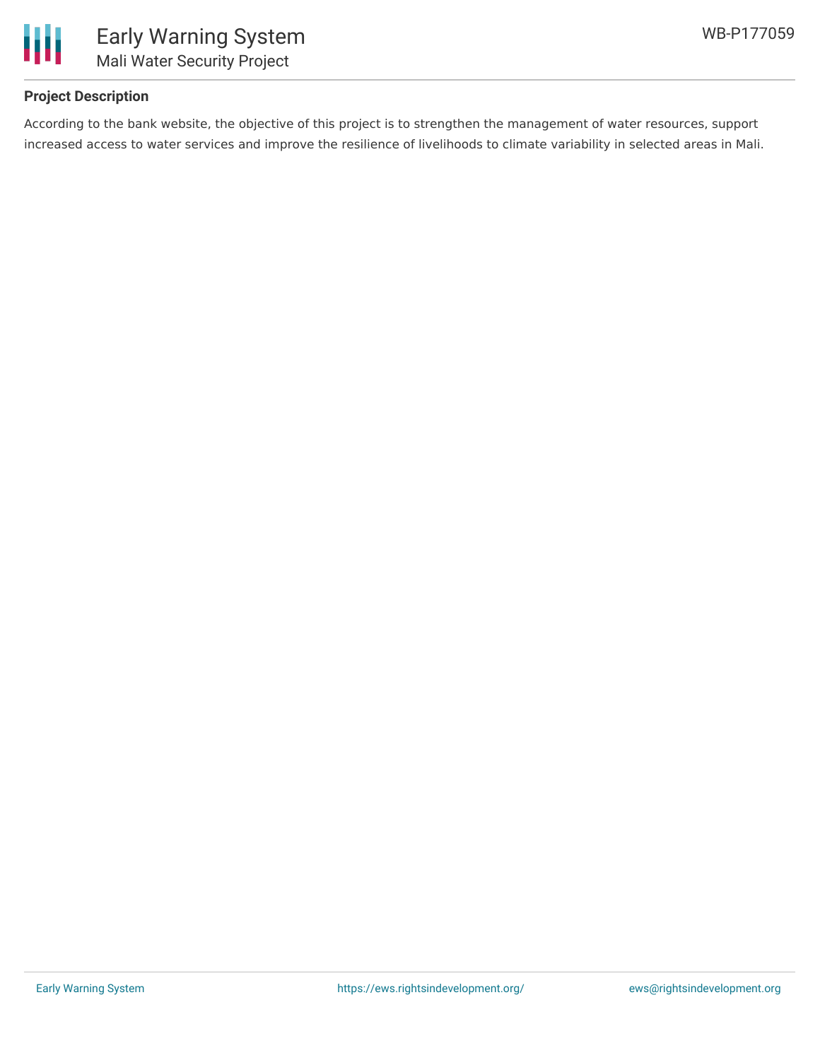## Project Description

According to the bank website, the objective of this project is to strengthen the management of water resources, support increased access to water services and improve the resilience of livelihoods to climate variability in selected areas in Mali.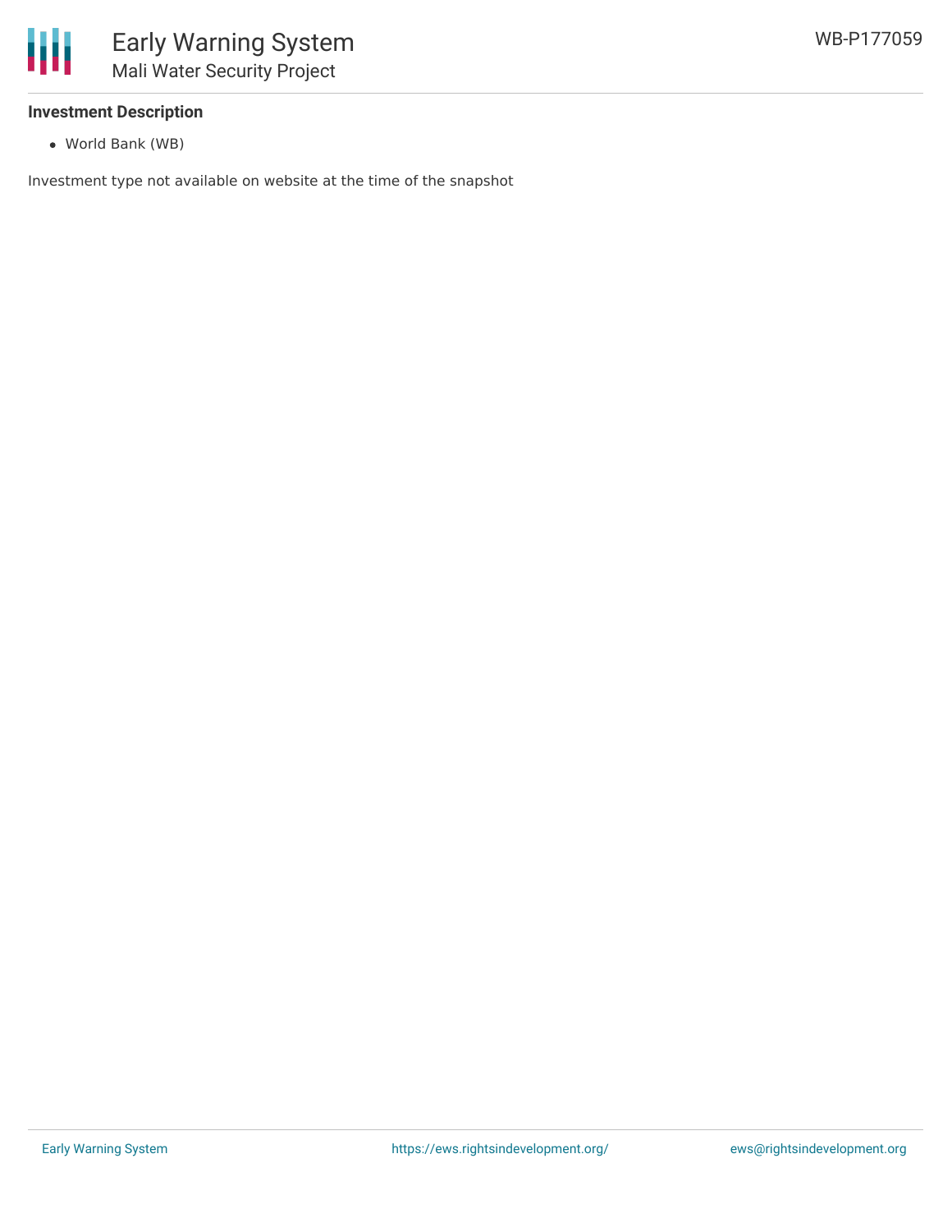### Investment Description

- World Bank (WB)

Investment type not available on website at the time of the snapshot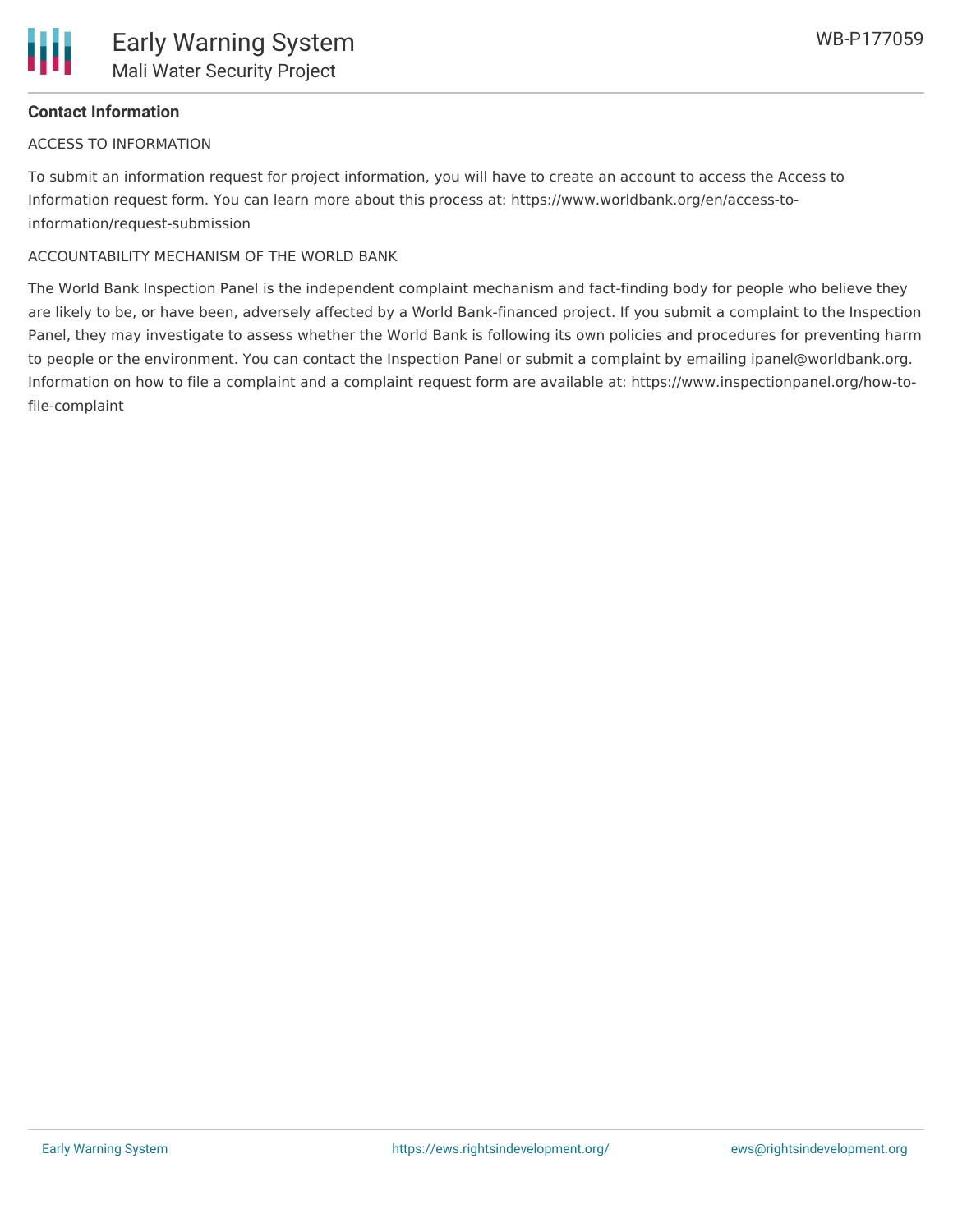## Contact Information

ACCESS TO INFORMATION

To submit an information request for project information, you will have to create an account to access the Access to Information request form. You can learn more about this process at: https://www.worldbank.org/en/access-to-information/request-submission

ACCOUNTABILITY MECHANISM OF THE WORLD BANK

The World Bank Inspection Panel is the independent complaint mechanism and fact-finding body for people who believe they are likely to be, or have been, adversely affected by a World Bank-financed project. If you submit a complaint to the Inspection Panel, they may investigate to assess whether the World Bank is following its own policies and procedures for preventing harm to people or the environment. You can contact the Inspection Panel or submit a complaint by emailing ipanel@worldbank.org. Information on how to file a complaint and a complaint request form are available at: https://www.inspectionpanel.org/how-to-file-complaint